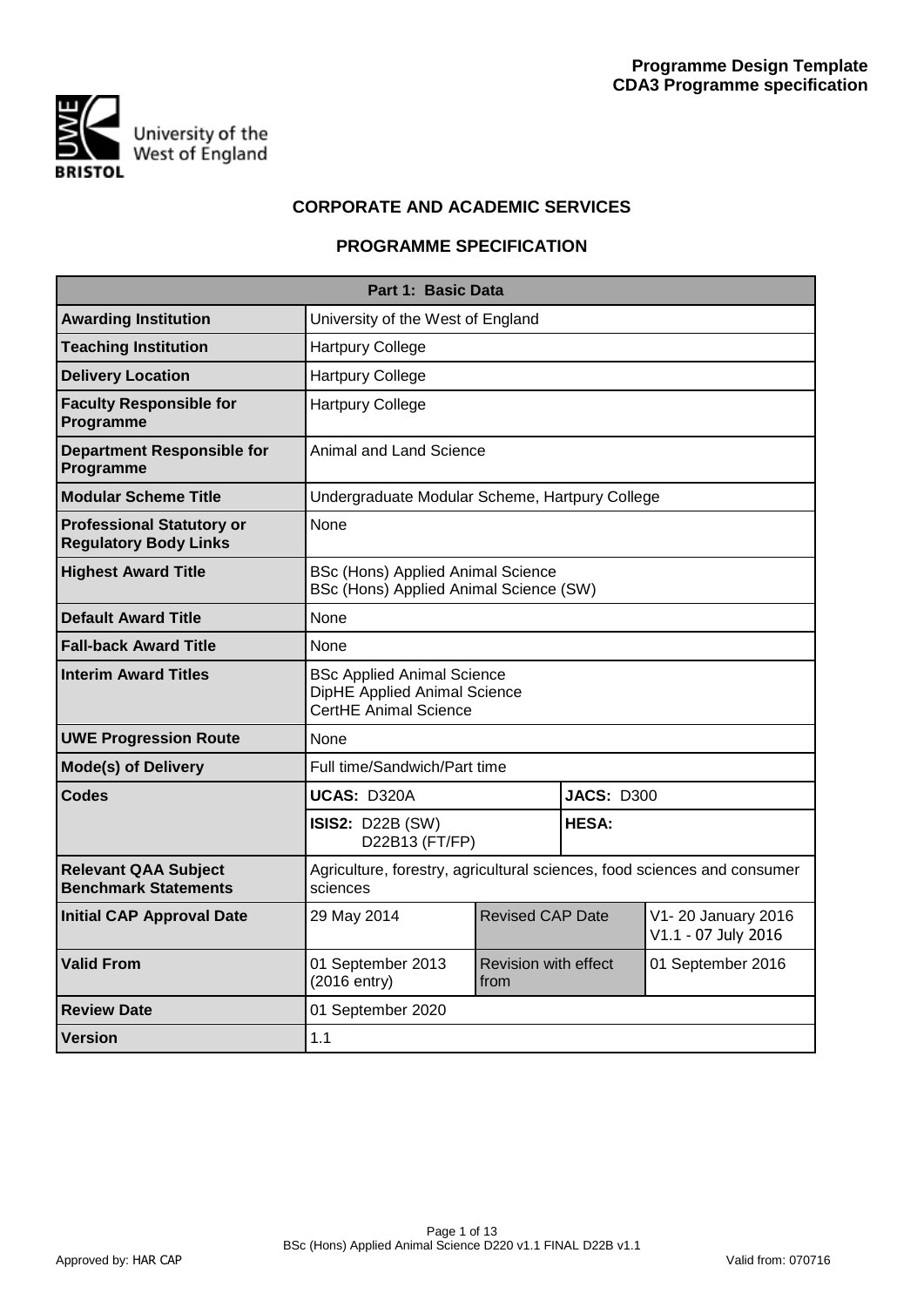**Programme Design Template**
**CDA3 Programme specification**

University of the West of England
BRISTOL

## CORPORATE AND ACADEMIC SERVICES

## PROGRAMME SPECIFICATION

| Part 1: Basic Data | | | |
|---|---|---|---|
| **Awarding Institution** | University of the West of England | | |
| **Teaching Institution** | Hartpury College | | |
| **Delivery Location** | Hartpury College | | |
| **Faculty Responsible for Programme** | Hartpury College | | |
| **Department Responsible for Programme** | Animal and Land Science | | |
| **Modular Scheme Title** | Undergraduate Modular Scheme, Hartpury College | | |
| **Professional Statutory or Regulatory Body Links** | None | | |
| **Highest Award Title** | BSc (Hons) Applied Animal Science<br>BSc (Hons) Applied Animal Science (SW) | | |
| **Default Award Title** | None | | |
| **Fall-back Award Title** | None | | |
| **Interim Award Titles** | BSc Applied Animal Science<br>DipHE Applied Animal Science<br>CertHE Animal Science | | |
| **UWE Progression Route** | None | | |
| **Mode(s) of Delivery** | Full time/Sandwich/Part time | | |
| **Codes** | **UCAS:** D320A | | **JACS:** D300 |
| | **ISIS2:** D22B (SW)<br>D22B13 (FT/FP) | | **HESA:** |
| **Relevant QAA Subject Benchmark Statements** | Agriculture, forestry, agricultural sciences, food sciences and consumer sciences | | |
| **Initial CAP Approval Date** | 29 May 2014 | Revised CAP Date | V1- 20 January 2016<br>V1.1 - 07 July 2016 |
| **Valid From** | 01 September 2013 (2016 entry) | Revision with effect from | 01 September 2016 |
| **Review Date** | 01 September 2020 | | |
| **Version** | 1.1 | | |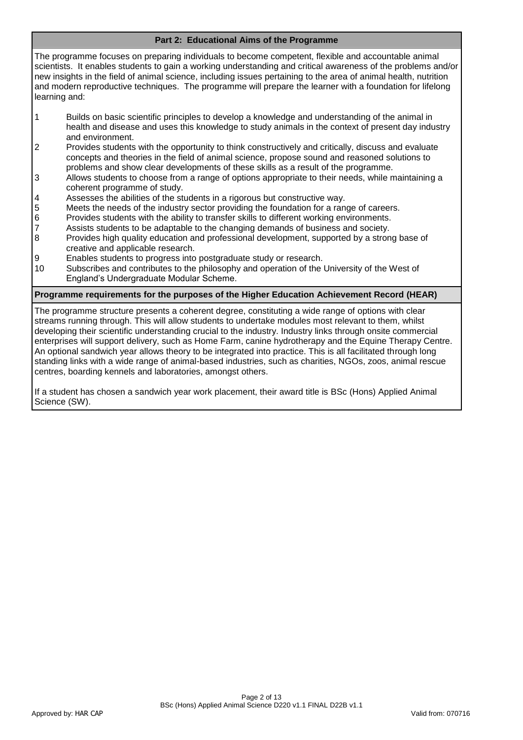## Part 2: Educational Aims of the Programme

The programme focuses on preparing individuals to become competent, flexible and accountable animal scientists. It enables students to gain a working understanding and critical awareness of the problems and/or new insights in the field of animal science, including issues pertaining to the area of animal health, nutrition and modern reproductive techniques. The programme will prepare the learner with a foundation for lifelong learning and:

1. Builds on basic scientific principles to develop a knowledge and understanding of the animal in health and disease and uses this knowledge to study animals in the context of present day industry and environment.
2. Provides students with the opportunity to think constructively and critically, discuss and evaluate concepts and theories in the field of animal science, propose sound and reasoned solutions to problems and show clear developments of these skills as a result of the programme.
3. Allows students to choose from a range of options appropriate to their needs, while maintaining a coherent programme of study.
4. Assesses the abilities of the students in a rigorous but constructive way.
5. Meets the needs of the industry sector providing the foundation for a range of careers.
6. Provides students with the ability to transfer skills to different working environments.
7. Assists students to be adaptable to the changing demands of business and society.
8. Provides high quality education and professional development, supported by a strong base of creative and applicable research.
9. Enables students to progress into postgraduate study or research.
10. Subscribes and contributes to the philosophy and operation of the University of the West of England's Undergraduate Modular Scheme.

### Programme requirements for the purposes of the Higher Education Achievement Record (HEAR)

The programme structure presents a coherent degree, constituting a wide range of options with clear streams running through. This will allow students to undertake modules most relevant to them, whilst developing their scientific understanding crucial to the industry. Industry links through onsite commercial enterprises will support delivery, such as Home Farm, canine hydrotherapy and the Equine Therapy Centre. An optional sandwich year allows theory to be integrated into practice. This is all facilitated through long standing links with a wide range of animal-based industries, such as charities, NGOs, zoos, animal rescue centres, boarding kennels and laboratories, amongst others.

If a student has chosen a sandwich year work placement, their award title is BSc (Hons) Applied Animal Science (SW).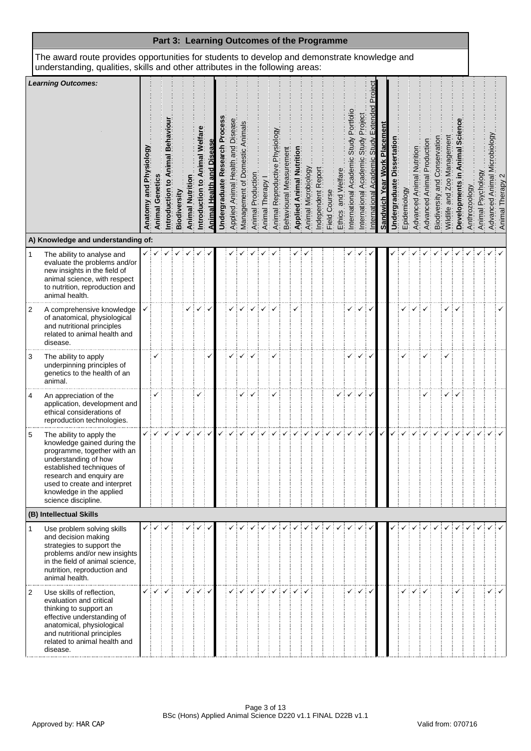## Part 3: Learning Outcomes of the Programme

The award route provides opportunities for students to develop and demonstrate knowledge and understanding, qualities, skills and other attributes in the following areas:

| | *Learning Outcomes:* | **Anatomy and Physiology** | **Animal Genetics** | **Introduction to Animal Behaviour** | **Biodiversity** | **Animal Nutrition** | **Introduction to Animal Welfare** | **Animal Health and Disease** | **Undergraduate Research Process** | Applied Animal Health and Disease | Management of Domestic Animals | Animal Production | Animal Therapy I | Animal Reproductive Physiology | Behavioural Measurement | **Applied Animal Nutrition** | Animal Microbiology | Independent Report | Field Course | Ethics and Welfare | International Academic Study Portfolio | International Academic Study Project | International Academic Study Extended Project | **Sandwich Year Work Placement** | **Undergraduate Dissertation** | Epidemiology | Advanced Animal Nutrition | Advanced Animal Production | Biodiversity and Conservation | Wildlife and Zoo Management | **Developments in Animal Science** | Anthrozoology | Animal Psychology | Advanced Animal Microbiology | Animal Therapy 2 |
|---|---|---|---|---|---|---|---|---|---|---|---|---|---|---|---|---|---|---|---|---|---|---|---|---|---|---|---|---|---|---|---|---|---|---|---|
| **A) Knowledge and understanding of:** | | | | | | | | | | | | | | | | | | | | | | | | | | | | | | | | | | | |
| 1 | The ability to analyse and evaluate the problems and/or new insights in the field of animal science, with respect to nutrition, reproduction and animal health. | ✓ | ✓ | ✓ | ✓ | ✓ | ✓ | ✓ | | ✓ | ✓ | ✓ | ✓ | ✓ | | ✓ | ✓ | | | | ✓ | ✓ | ✓ | | ✓ | ✓ | ✓ | ✓ | ✓ | ✓ | ✓ | ✓ | ✓ | ✓ | ✓ |
| 2 | A comprehensive knowledge of anatomical, physiological and nutritional principles related to animal health and disease. | ✓ | | | | ✓ | ✓ | ✓ | | ✓ | ✓ | ✓ | ✓ | ✓ | | ✓ | | | | | ✓ | ✓ | ✓ | | | ✓ | ✓ | ✓ | | ✓ | ✓ | | | | ✓ |
| 3 | The ability to apply underpinning principles of genetics to the health of an animal. | | ✓ | | | | | ✓ | | ✓ | ✓ | ✓ | | ✓ | | | | | | | ✓ | ✓ | ✓ | | | ✓ | | ✓ | | ✓ | | | | | |
| 4 | An appreciation of the application, development and ethical considerations of reproduction technologies. | | ✓ | | | | ✓ | | | | ✓ | ✓ | | ✓ | | | | | | ✓ | ✓ | ✓ | ✓ | | | | | ✓ | | ✓ | ✓ | | | | |
| 5 | The ability to apply the knowledge gained during the programme, together with an understanding of how established techniques of research and enquiry are used to create and interpret knowledge in the applied science discipline. | ✓ | ✓ | ✓ | ✓ | ✓ | ✓ | ✓ | ✓ | ✓ | ✓ | ✓ | ✓ | ✓ | ✓ | ✓ | ✓ | ✓ | ✓ | ✓ | ✓ | ✓ | ✓ | ✓ | ✓ | ✓ | ✓ | ✓ | ✓ | ✓ | ✓ | ✓ | ✓ | ✓ | ✓ |
| **(B) Intellectual Skills** | | | | | | | | | | | | | | | | | | | | | | | | | | | | | | | | | | | |
| 1 | Use problem solving skills and decision making strategies to support the problems and/or new insights in the field of animal science, nutrition, reproduction and animal health. | ✓ | ✓ | ✓ | | ✓ | ✓ | ✓ | | ✓ | ✓ | ✓ | ✓ | ✓ | ✓ | ✓ | ✓ | ✓ | ✓ | ✓ | ✓ | ✓ | ✓ | | ✓ | ✓ | ✓ | ✓ | ✓ | ✓ | ✓ | ✓ | ✓ | ✓ | ✓ |
| 2 | Use skills of reflection, evaluation and critical thinking to support an effective understanding of anatomical, physiological and nutritional principles related to animal health and disease. | ✓ | ✓ | ✓ | | ✓ | ✓ | ✓ | | ✓ | ✓ | ✓ | ✓ | ✓ | ✓ | ✓ | ✓ | | | | ✓ | ✓ | ✓ | | | ✓ | ✓ | ✓ | | | ✓ | | | ✓ | ✓ |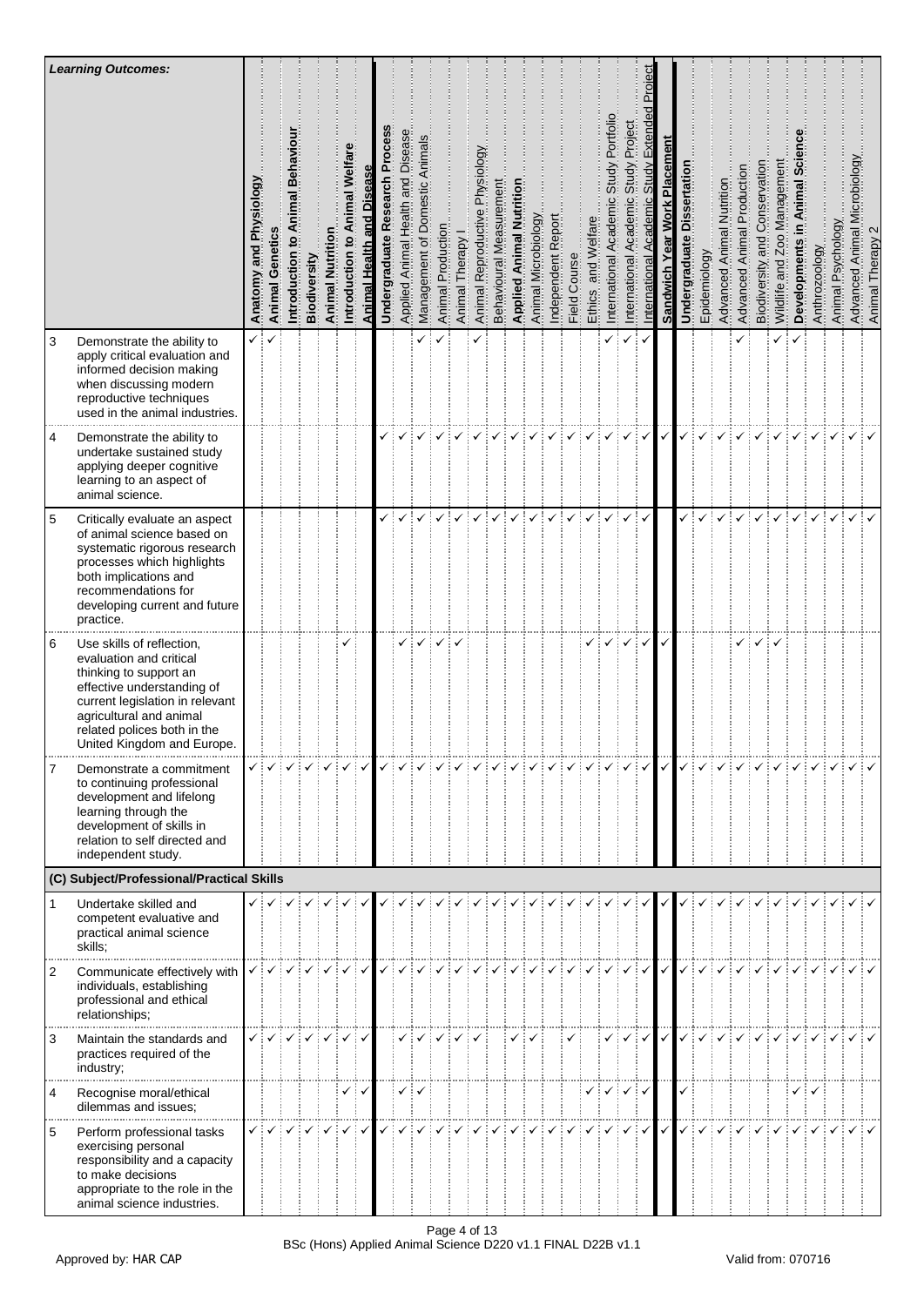| | Learning Outcomes: | Anatomy and Physiology | Animal Genetics | Introduction to Animal Behaviour | Biodiversity | Animal Nutrition | Introduction to Animal Welfare | Animal Health and Disease | Undergraduate Research Process | Applied Animal Health and Disease | Management of Domestic Animals | Animal Production | Animal Therapy I | Animal Reproductive Physiology | Behavioural Measurement | Applied Animal Nutrition | Animal Microbiology | Independent Report | Field Course | Ethics and Welfare | International Academic Study Portfolio | International Academic Study Project | International Academic Study Extended Project | Sandwich Year Work Placement | Undergraduate Dissertation | Epidemiology | Advanced Animal Nutrition | Advanced Animal Production | Biodiversity and Conservation | Wildlife and Zoo Management | Developments in Animal Science | Anthrozoology | Animal Psychology | Advanced Animal Microbiology | Animal Therapy 2 |
|---|---|---|---|---|---|---|---|---|---|---|---|---|---|---|---|---|---|---|---|---|---|---|---|---|---|---|---|---|---|---|---|---|---|---|---|
| 3 | Demonstrate the ability to apply critical evaluation and informed decision making when discussing modern reproductive techniques used in the animal industries. | ✓ | ✓ | | | | | | | | ✓ | ✓ | | ✓ | | | | | | | ✓ | ✓ | ✓ | | | | | ✓ | | ✓ | ✓ | | | | |
| 4 | Demonstrate the ability to undertake sustained study applying deeper cognitive learning to an aspect of animal science. | | | | | | | | ✓ | ✓ | ✓ | ✓ | ✓ | ✓ | ✓ | ✓ | ✓ | ✓ | ✓ | ✓ | ✓ | ✓ | ✓ | ✓ | ✓ | ✓ | ✓ | ✓ | ✓ | ✓ | ✓ | ✓ | ✓ | ✓ | ✓ |
| 5 | Critically evaluate an aspect of animal science based on systematic rigorous research processes which highlights both implications and recommendations for developing current and future practice. | | | | | | | | ✓ | ✓ | ✓ | ✓ | ✓ | ✓ | ✓ | ✓ | ✓ | ✓ | ✓ | ✓ | ✓ | ✓ | ✓ | | ✓ | ✓ | ✓ | ✓ | ✓ | ✓ | ✓ | ✓ | ✓ | ✓ | ✓ |
| 6 | Use skills of reflection, evaluation and critical thinking to support an effective understanding of current legislation in relevant agricultural and animal related polices both in the United Kingdom and Europe. | | | | | | ✓ | | | ✓ | ✓ | ✓ | ✓ | | | | | | | ✓ | ✓ | ✓ | ✓ | ✓ | | | | ✓ | ✓ | ✓ | | | | | |
| 7 | Demonstrate a commitment to continuing professional development and lifelong learning through the development of skills in relation to self directed and independent study. | ✓ | ✓ | ✓ | ✓ | ✓ | ✓ | ✓ | ✓ | ✓ | ✓ | ✓ | ✓ | ✓ | ✓ | ✓ | ✓ | ✓ | ✓ | ✓ | ✓ | ✓ | ✓ | ✓ | ✓ | ✓ | ✓ | ✓ | ✓ | ✓ | ✓ | ✓ | ✓ | ✓ | ✓ |
| **(C) Subject/Professional/Practical Skills** | | | | | | | | | | | | | | | | | | | | | | | | | | | | | | | | | | | |
| 1 | Undertake skilled and competent evaluative and practical animal science skills; | ✓ | ✓ | ✓ | ✓ | ✓ | ✓ | ✓ | ✓ | ✓ | ✓ | ✓ | ✓ | ✓ | ✓ | ✓ | ✓ | ✓ | ✓ | ✓ | ✓ | ✓ | ✓ | ✓ | ✓ | ✓ | ✓ | ✓ | ✓ | ✓ | ✓ | ✓ | ✓ | ✓ | ✓ |
| 2 | Communicate effectively with individuals, establishing professional and ethical relationships; | ✓ | ✓ | ✓ | ✓ | ✓ | ✓ | ✓ | ✓ | ✓ | ✓ | ✓ | ✓ | ✓ | ✓ | ✓ | ✓ | ✓ | ✓ | ✓ | ✓ | ✓ | ✓ | ✓ | ✓ | ✓ | ✓ | ✓ | ✓ | ✓ | ✓ | ✓ | ✓ | ✓ | ✓ |
| 3 | Maintain the standards and practices required of the industry; | ✓ | ✓ | ✓ | ✓ | ✓ | ✓ | ✓ | | ✓ | ✓ | ✓ | ✓ | ✓ | | ✓ | ✓ | | ✓ | | ✓ | ✓ | ✓ | ✓ | ✓ | ✓ | ✓ | ✓ | ✓ | ✓ | ✓ | ✓ | ✓ | ✓ | ✓ |
| 4 | Recognise moral/ethical dilemmas and issues; | | | | | | ✓ | ✓ | | ✓ | ✓ | | | | | | | | | ✓ | ✓ | ✓ | ✓ | | ✓ | | | | | | ✓ | ✓ | | | |
| 5 | Perform professional tasks exercising personal responsibility and a capacity to make decisions appropriate to the role in the animal science industries. | ✓ | ✓ | ✓ | ✓ | ✓ | ✓ | ✓ | ✓ | ✓ | ✓ | ✓ | ✓ | ✓ | ✓ | ✓ | ✓ | ✓ | ✓ | ✓ | ✓ | ✓ | ✓ | ✓ | ✓ | ✓ | ✓ | ✓ | ✓ | ✓ | ✓ | ✓ | ✓ | ✓ | ✓ |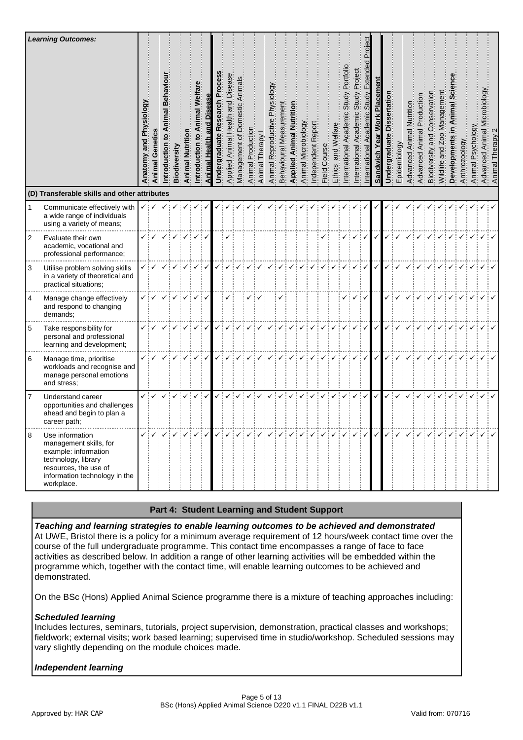| Learning Outcomes: | Anatomy and Physiology | Animal Genetics | Introduction to Animal Behaviour | Biodiversity | Animal Nutrition | Introduction to Animal Welfare | Animal Health and Disease | Undergraduate Research Process | Applied Animal Health and Disease | Management of Domestic Animals | Animal Production | Animal Therapy I | Animal Reproductive Physiology | Behavioural Measurement | Applied Animal Nutrition | Animal Microbiology | Independent Report | Field Course | Ethics and Welfare | International Academic Study Portfolio | International Academic Study Project | International Academic Study Extended Project | Sandwich Year Work Placement | Undergraduate Dissertation | Epidemiology | Advanced Animal Nutrition | Advanced Animal Production | Biodiversity and Conservation | Wildlife and Zoo Management | Developments in Animal Science | Anthrozoology | Animal Psychology | Advanced Animal Microbiology | Animal Therapy 2 |
|---|---|---|---|---|---|---|---|---|---|---|---|---|---|---|---|---|---|---|---|---|---|---|---|---|---|---|---|---|---|---|---|---|---|---|
| **(D) Transferable skills and other attributes** | | | | | | | | | | | | | | | | | | | | | | | | | | | | | | | | | | |
| 1 Communicate effectively with a wide range of individuals using a variety of means; | ✓ | ✓ | ✓ | ✓ | ✓ | ✓ | ✓ | ✓ | ✓ | ✓ | ✓ | ✓ | ✓ | ✓ | ✓ | ✓ | ✓ | ✓ | ✓ | ✓ | ✓ | ✓ | ✓ | ✓ | ✓ | ✓ | ✓ | ✓ | ✓ | ✓ | ✓ | ✓ | ✓ | ✓ |
| 2 Evaluate their own academic, vocational and professional performance; | ✓ | ✓ | ✓ | ✓ | ✓ | ✓ | ✓ | | ✓ | | | | | | | | | ✓ | | ✓ | ✓ | ✓ | ✓ | ✓ | ✓ | ✓ | ✓ | ✓ | ✓ | ✓ | ✓ | ✓ | ✓ | ✓ |
| 3 Utilise problem solving skills in a variety of theoretical and practical situations; | ✓ | ✓ | ✓ | ✓ | ✓ | ✓ | ✓ | ✓ | ✓ | ✓ | ✓ | ✓ | ✓ | ✓ | ✓ | ✓ | ✓ | ✓ | ✓ | ✓ | ✓ | ✓ | ✓ | ✓ | ✓ | ✓ | ✓ | ✓ | ✓ | ✓ | ✓ | ✓ | ✓ | ✓ |
| 4 Manage change effectively and respond to changing demands; | ✓ | ✓ | ✓ | ✓ | ✓ | ✓ | ✓ | | ✓ | | ✓ | ✓ | | ✓ | | | | | | ✓ | ✓ | ✓ | | ✓ | ✓ | ✓ | ✓ | ✓ | ✓ | ✓ | ✓ | ✓ | ✓ | ✓ |
| 5 Take responsibility for personal and professional learning and development; | ✓ | ✓ | ✓ | ✓ | ✓ | ✓ | ✓ | ✓ | ✓ | ✓ | ✓ | ✓ | ✓ | ✓ | ✓ | ✓ | ✓ | ✓ | ✓ | ✓ | ✓ | ✓ | ✓ | ✓ | ✓ | ✓ | ✓ | ✓ | ✓ | ✓ | ✓ | ✓ | ✓ | ✓ |
| 6 Manage time, prioritise workloads and recognise and manage personal emotions and stress; | ✓ | ✓ | ✓ | ✓ | ✓ | ✓ | ✓ | ✓ | ✓ | ✓ | ✓ | ✓ | ✓ | ✓ | ✓ | ✓ | ✓ | ✓ | ✓ | ✓ | ✓ | ✓ | ✓ | ✓ | ✓ | ✓ | ✓ | ✓ | ✓ | ✓ | ✓ | ✓ | ✓ | ✓ |
| 7 Understand career opportunities and challenges ahead and begin to plan a career path; | ✓ | ✓ | ✓ | ✓ | ✓ | ✓ | ✓ | ✓ | ✓ | ✓ | ✓ | ✓ | ✓ | ✓ | ✓ | ✓ | ✓ | ✓ | ✓ | ✓ | ✓ | ✓ | ✓ | ✓ | ✓ | ✓ | ✓ | ✓ | ✓ | ✓ | ✓ | ✓ | ✓ | ✓ |
| 8 Use information management skills, for example: information technology, library resources, the use of information technology in the workplace. | ✓ | ✓ | ✓ | ✓ | ✓ | ✓ | ✓ | ✓ | ✓ | ✓ | ✓ | ✓ | ✓ | ✓ | ✓ | ✓ | ✓ | ✓ | ✓ | ✓ | ✓ | ✓ | ✓ | ✓ | ✓ | ✓ | ✓ | ✓ | ✓ | ✓ | ✓ | ✓ | ✓ | ✓ |

## Part 4: Student Learning and Student Support

***Teaching and learning strategies to enable learning outcomes to be achieved and demonstrated***

At UWE, Bristol there is a policy for a minimum average requirement of 12 hours/week contact time over the course of the full undergraduate programme. This contact time encompasses a range of face to face activities as described below. In addition a range of other learning activities will be embedded within the programme which, together with the contact time, will enable learning outcomes to be achieved and demonstrated.

On the BSc (Hons) Applied Animal Science programme there is a mixture of teaching approaches including:

***Scheduled learning***

Includes lectures, seminars, tutorials, project supervision, demonstration, practical classes and workshops; fieldwork; external visits; work based learning; supervised time in studio/workshop. Scheduled sessions may vary slightly depending on the module choices made.

***Independent learning***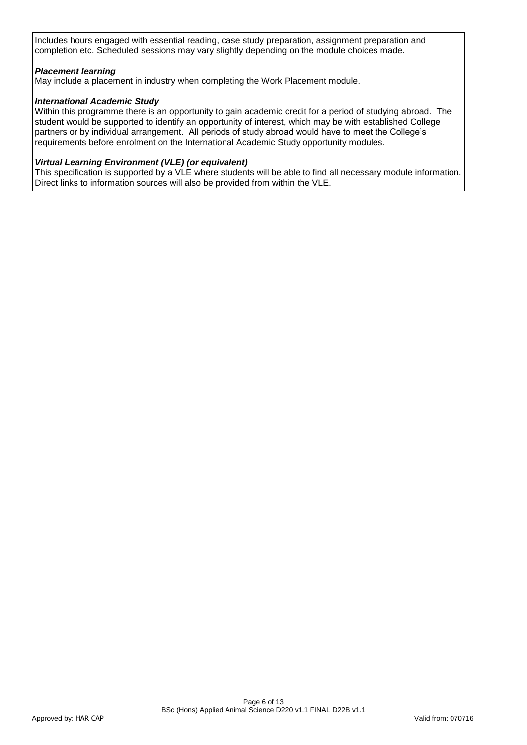Includes hours engaged with essential reading, case study preparation, assignment preparation and completion etc. Scheduled sessions may vary slightly depending on the module choices made.

***Placement learning***

May include a placement in industry when completing the Work Placement module.

***International Academic Study***

Within this programme there is an opportunity to gain academic credit for a period of studying abroad. The student would be supported to identify an opportunity of interest, which may be with established College partners or by individual arrangement. All periods of study abroad would have to meet the College's requirements before enrolment on the International Academic Study opportunity modules.

***Virtual Learning Environment (VLE) (or equivalent)***

This specification is supported by a VLE where students will be able to find all necessary module information. Direct links to information sources will also be provided from within the VLE.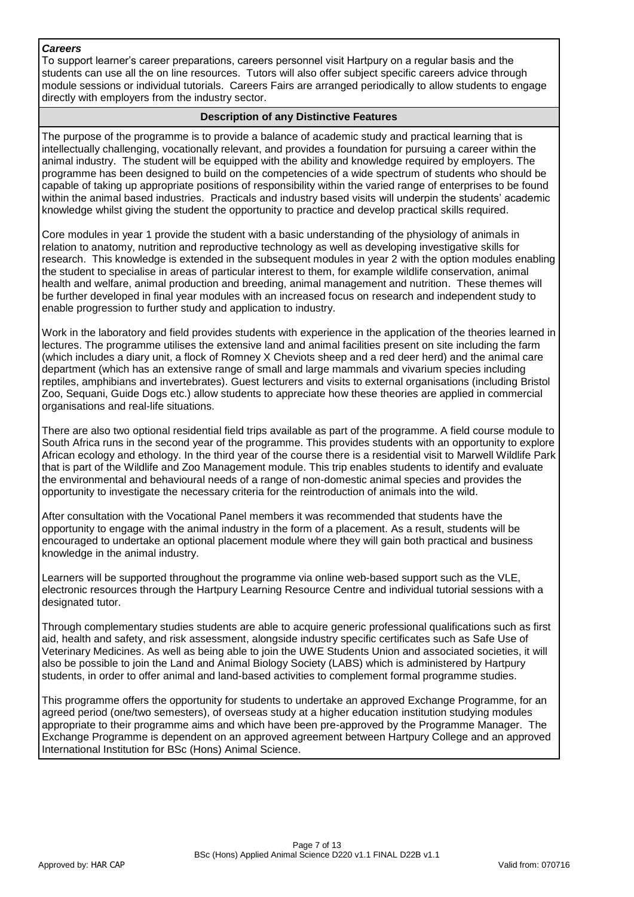***Careers***

To support learner's career preparations, careers personnel visit Hartpury on a regular basis and the students can use all the on line resources. Tutors will also offer subject specific careers advice through module sessions or individual tutorials. Careers Fairs are arranged periodically to allow students to engage directly with employers from the industry sector.

**Description of any Distinctive Features**

The purpose of the programme is to provide a balance of academic study and practical learning that is intellectually challenging, vocationally relevant, and provides a foundation for pursuing a career within the animal industry. The student will be equipped with the ability and knowledge required by employers. The programme has been designed to build on the competencies of a wide spectrum of students who should be capable of taking up appropriate positions of responsibility within the varied range of enterprises to be found within the animal based industries. Practicals and industry based visits will underpin the students' academic knowledge whilst giving the student the opportunity to practice and develop practical skills required.

Core modules in year 1 provide the student with a basic understanding of the physiology of animals in relation to anatomy, nutrition and reproductive technology as well as developing investigative skills for research. This knowledge is extended in the subsequent modules in year 2 with the option modules enabling the student to specialise in areas of particular interest to them, for example wildlife conservation, animal health and welfare, animal production and breeding, animal management and nutrition. These themes will be further developed in final year modules with an increased focus on research and independent study to enable progression to further study and application to industry.

Work in the laboratory and field provides students with experience in the application of the theories learned in lectures. The programme utilises the extensive land and animal facilities present on site including the farm (which includes a diary unit, a flock of Romney X Cheviots sheep and a red deer herd) and the animal care department (which has an extensive range of small and large mammals and vivarium species including reptiles, amphibians and invertebrates). Guest lecturers and visits to external organisations (including Bristol Zoo, Sequani, Guide Dogs etc.) allow students to appreciate how these theories are applied in commercial organisations and real-life situations.

There are also two optional residential field trips available as part of the programme. A field course module to South Africa runs in the second year of the programme. This provides students with an opportunity to explore African ecology and ethology. In the third year of the course there is a residential visit to Marwell Wildlife Park that is part of the Wildlife and Zoo Management module. This trip enables students to identify and evaluate the environmental and behavioural needs of a range of non-domestic animal species and provides the opportunity to investigate the necessary criteria for the reintroduction of animals into the wild.

After consultation with the Vocational Panel members it was recommended that students have the opportunity to engage with the animal industry in the form of a placement. As a result, students will be encouraged to undertake an optional placement module where they will gain both practical and business knowledge in the animal industry.

Learners will be supported throughout the programme via online web-based support such as the VLE, electronic resources through the Hartpury Learning Resource Centre and individual tutorial sessions with a designated tutor.

Through complementary studies students are able to acquire generic professional qualifications such as first aid, health and safety, and risk assessment, alongside industry specific certificates such as Safe Use of Veterinary Medicines. As well as being able to join the UWE Students Union and associated societies, it will also be possible to join the Land and Animal Biology Society (LABS) which is administered by Hartpury students, in order to offer animal and land-based activities to complement formal programme studies.

This programme offers the opportunity for students to undertake an approved Exchange Programme, for an agreed period (one/two semesters), of overseas study at a higher education institution studying modules appropriate to their programme aims and which have been pre-approved by the Programme Manager. The Exchange Programme is dependent on an approved agreement between Hartpury College and an approved International Institution for BSc (Hons) Animal Science.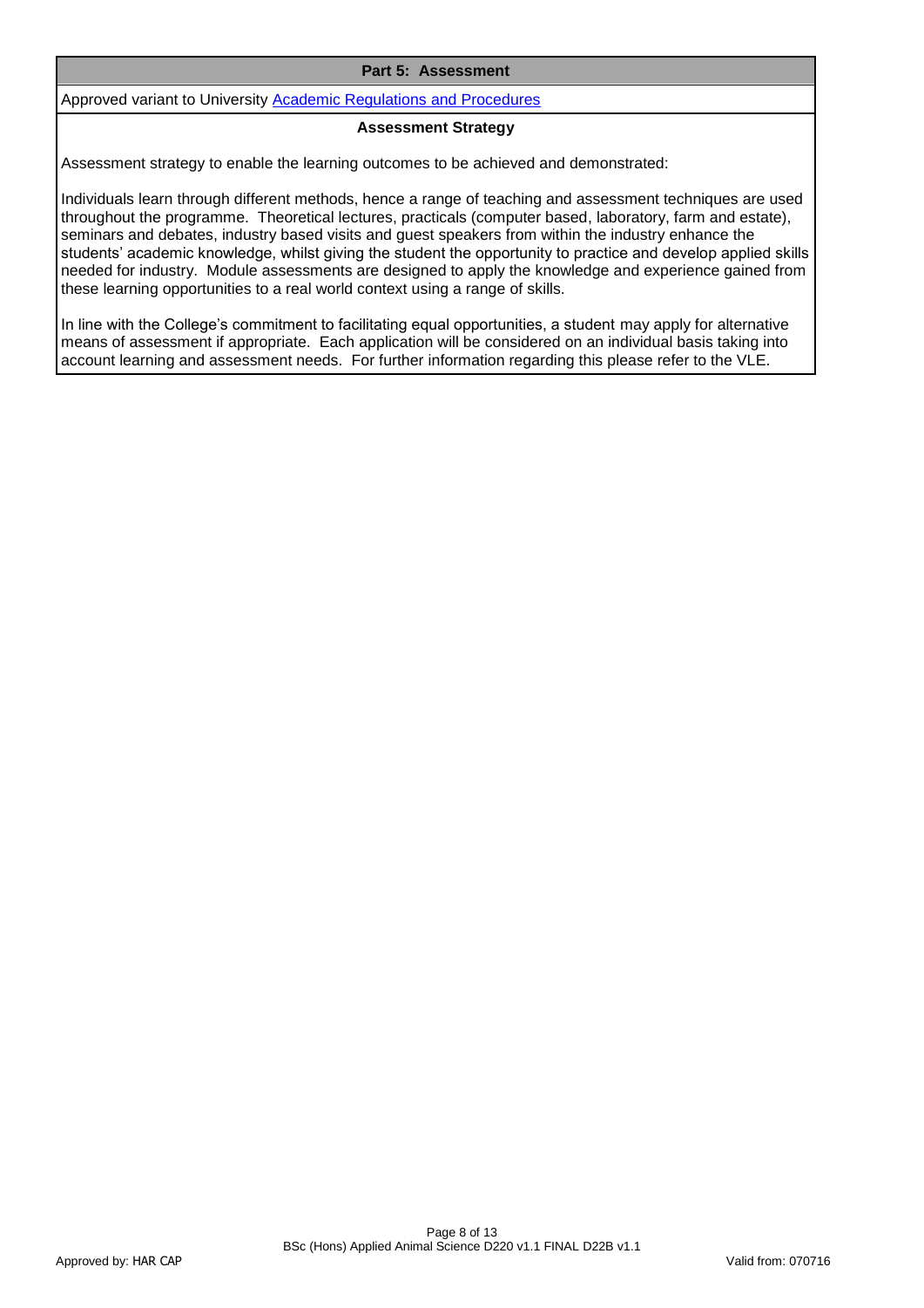## Part 5: Assessment

Approved variant to University [Academic Regulations and Procedures]

### Assessment Strategy

Assessment strategy to enable the learning outcomes to be achieved and demonstrated:

Individuals learn through different methods, hence a range of teaching and assessment techniques are used throughout the programme. Theoretical lectures, practicals (computer based, laboratory, farm and estate), seminars and debates, industry based visits and guest speakers from within the industry enhance the students' academic knowledge, whilst giving the student the opportunity to practice and develop applied skills needed for industry. Module assessments are designed to apply the knowledge and experience gained from these learning opportunities to a real world context using a range of skills.

In line with the College's commitment to facilitating equal opportunities, a student may apply for alternative means of assessment if appropriate. Each application will be considered on an individual basis taking into account learning and assessment needs. For further information regarding this please refer to the VLE.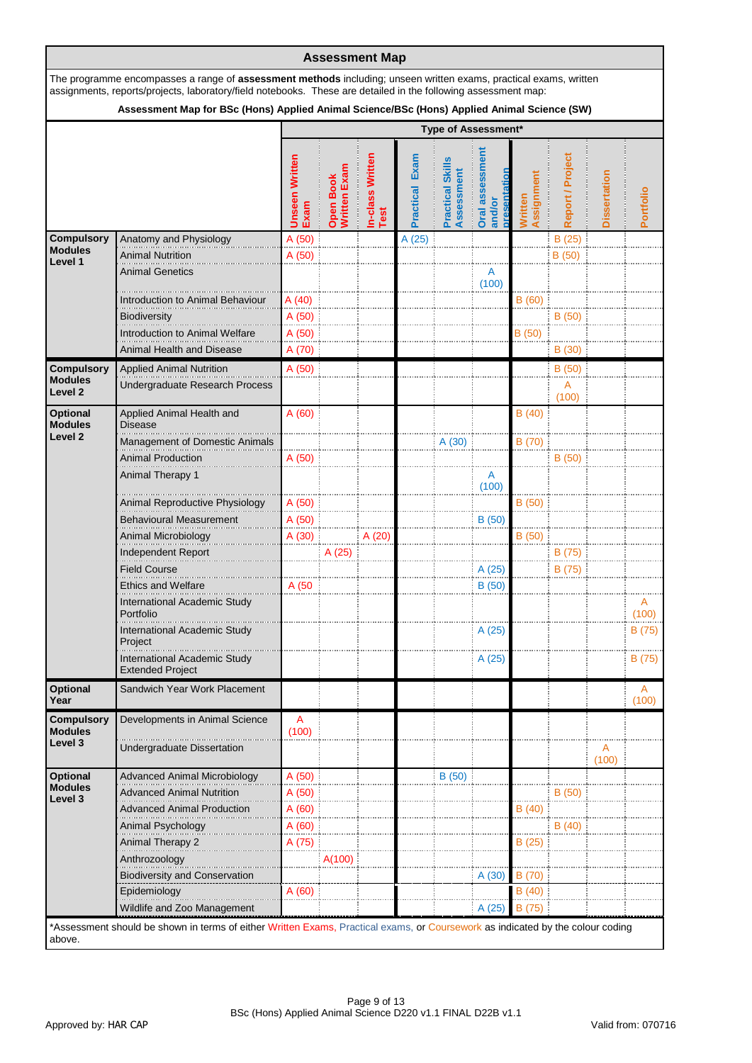## Assessment Map

The programme encompasses a range of **assessment methods** including; unseen written exams, practical exams, written assignments, reports/projects, laboratory/field notebooks. These are detailed in the following assessment map:

**Assessment Map for BSc (Hons) Applied Animal Science/BSc (Hons) Applied Animal Science (SW)**

| | | Type of Assessment* | | | | | | | | | |
|---|---|---|---|---|---|---|---|---|---|---|---|
| | | Unseen Written Exam | Open Book Written Exam | In-class Written Test | Practical Exam | Practical Skills Assessment | Oral assessment and/or presentation | Written Assignment | Report / Project | Dissertation | Portfolio |
| **Compulsory Modules Level 1** | Anatomy and Physiology | A (50) | | | A (25) | | | | B (25) | | |
| | Animal Nutrition | A (50) | | | | | | | B (50) | | |
| | Animal Genetics | | | | | | A (100) | | | | |
| | Introduction to Animal Behaviour | A (40) | | | | | | B (60) | | | |
| | Biodiversity | A (50) | | | | | | | B (50) | | |
| | Introduction to Animal Welfare | A (50) | | | | | | B (50) | | | |
| | Animal Health and Disease | A (70) | | | | | | | B (30) | | |
| **Compulsory Modules Level 2** | Applied Animal Nutrition | A (50) | | | | | | | B (50) | | |
| | Undergraduate Research Process | | | | | | | | A (100) | | |
| **Optional Modules Level 2** | Applied Animal Health and Disease | A (60) | | | | | | B (40) | | | |
| | Management of Domestic Animals | | | | | A (30) | | B (70) | | | |
| | Animal Production | A (50) | | | | | | | B (50) | | |
| | Animal Therapy 1 | | | | | | A (100) | | | | |
| | Animal Reproductive Physiology | A (50) | | | | | | B (50) | | | |
| | Behavioural Measurement | A (50) | | | | | B (50) | | | | |
| | Animal Microbiology | A (30) | | A (20) | | | | B (50) | | | |
| | Independent Report | | A (25) | | | | | | B (75) | | |
| | Field Course | | | | | | A (25) | | B (75) | | |
| | Ethics and Welfare | A (50 | | | | | B (50) | | | | |
| | International Academic Study Portfolio | | | | | | | | | | A (100) |
| | International Academic Study Project | | | | | | A (25) | | | | B (75) |
| | International Academic Study Extended Project | | | | | | A (25) | | | | B (75) |
| **Optional Year** | Sandwich Year Work Placement | | | | | | | | | | A (100) |
| **Compulsory Modules Level 3** | Developments in Animal Science | A (100) | | | | | | | | | |
| | Undergraduate Dissertation | | | | | | | | | A (100) | |
| **Optional Modules Level 3** | Advanced Animal Microbiology | A (50) | | | | B (50) | | | | | |
| | Advanced Animal Nutrition | A (50) | | | | | | | B (50) | | |
| | Advanced Animal Production | A (60) | | | | | | B (40) | | | |
| | Animal Psychology | A (60) | | | | | | | B (40) | | |
| | Animal Therapy 2 | A (75) | | | | | | B (25) | | | |
| | Anthrozoology | | A(100) | | | | | | | | |
| | Biodiversity and Conservation | | | | | | A (30) | B (70) | | | |
| | Epidemiology | A (60) | | | | | | B (40) | | | |
| | Wildlife and Zoo Management | | | | | | A (25) | B (75) | | | |

*Assessment should be shown in terms of either Written Exams, Practical exams, or Coursework as indicated by the colour coding above.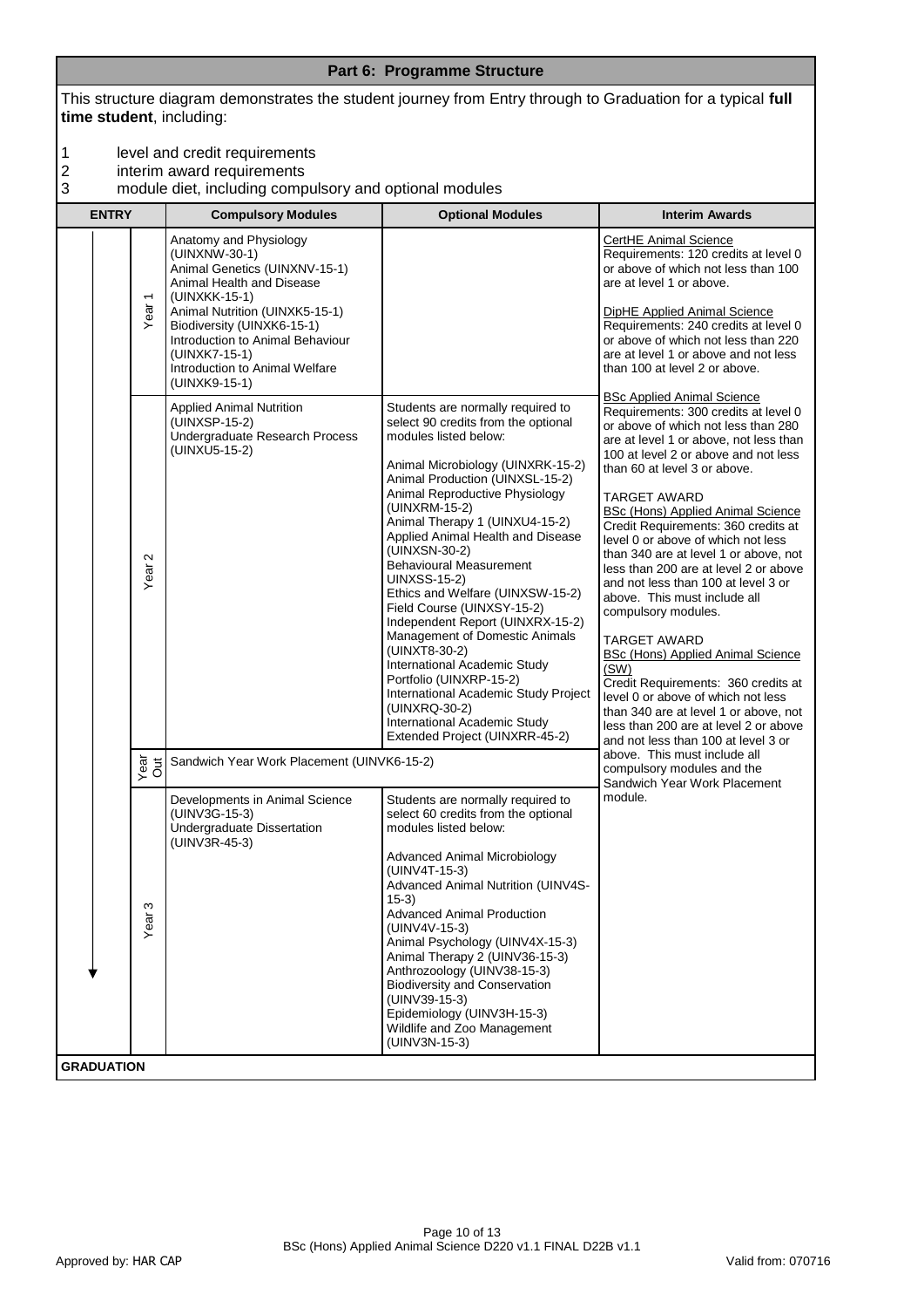## Part 6: Programme Structure

This structure diagram demonstrates the student journey from Entry through to Graduation for a typical **full time student**, including:

1. level and credit requirements
2. interim award requirements
3. module diet, including compulsory and optional modules

| ENTRY | | Compulsory Modules | Optional Modules | Interim Awards |
|---|---|---|---|---|
| ↓ | Year 1 | Anatomy and Physiology (UINXNW-30-1)<br>Animal Genetics (UINXNV-15-1)<br>Animal Health and Disease (UINXKK-15-1)<br>Animal Nutrition (UINXK5-15-1)<br>Biodiversity (UINXK6-15-1)<br>Introduction to Animal Behaviour (UINXK7-15-1)<br>Introduction to Animal Welfare (UINXK9-15-1) | | CertHE Animal Science<br>Requirements: 120 credits at level 0 or above of which not less than 100 are at level 1 or above.<br><br>DipHE Applied Animal Science<br>Requirements: 240 credits at level 0 or above of which not less than 220 are at level 1 or above and not less than 100 at level 2 or above.<br><br>BSc Applied Animal Science<br>Requirements: 300 credits at level 0 or above of which not less than 280 are at level 1 or above, not less than 100 at level 2 or above and not less than 60 at level 3 or above.<br><br>TARGET AWARD<br>BSc (Hons) Applied Animal Science<br>Credit Requirements: 360 credits at level 0 or above of which not less than 340 are at level 1 or above, not less than 200 are at level 2 or above and not less than 100 at level 3 or above. This must include all compulsory modules.<br><br>TARGET AWARD<br>BSc (Hons) Applied Animal Science (SW)<br>Credit Requirements: 360 credits at level 0 or above of which not less than 340 are at level 1 or above, not less than 200 are at level 2 or above and not less than 100 at level 3 or above. This must include all compulsory modules and the Sandwich Year Work Placement module. |
| | Year 2 | Applied Animal Nutrition (UINXSP-15-2)<br>Undergraduate Research Process (UINXU5-15-2) | Students are normally required to select 90 credits from the optional modules listed below:<br><br>Animal Microbiology (UINXRK-15-2)<br>Animal Production (UINXSL-15-2)<br>Animal Reproductive Physiology (UINXRM-15-2)<br>Animal Therapy 1 (UINXU4-15-2)<br>Applied Animal Health and Disease (UINXSN-30-2)<br>Behavioural Measurement UINXSS-15-2)<br>Ethics and Welfare (UINXSW-15-2)<br>Field Course (UINXSY-15-2)<br>Independent Report (UINXRX-15-2)<br>Management of Domestic Animals (UINXT8-30-2)<br>International Academic Study Portfolio (UINXRP-15-2)<br>International Academic Study Project (UINXRQ-30-2)<br>International Academic Study Extended Project (UINXRR-45-2) | |
| | Year Out | Sandwich Year Work Placement (UINVK6-15-2) | | |
| | Year 3 | Developments in Animal Science (UINV3G-15-3)<br>Undergraduate Dissertation (UINV3R-45-3) | Students are normally required to select 60 credits from the optional modules listed below:<br><br>Advanced Animal Microbiology (UINV4T-15-3)<br>Advanced Animal Nutrition (UINV4S-15-3)<br>Advanced Animal Production (UINV4V-15-3)<br>Animal Psychology (UINV4X-15-3)<br>Animal Therapy 2 (UINV36-15-3)<br>Anthrozoology (UINV38-15-3)<br>Biodiversity and Conservation (UINV39-15-3)<br>Epidemiology (UINV3H-15-3)<br>Wildlife and Zoo Management (UINV3N-15-3) | |
| **GRADUATION** | | | | |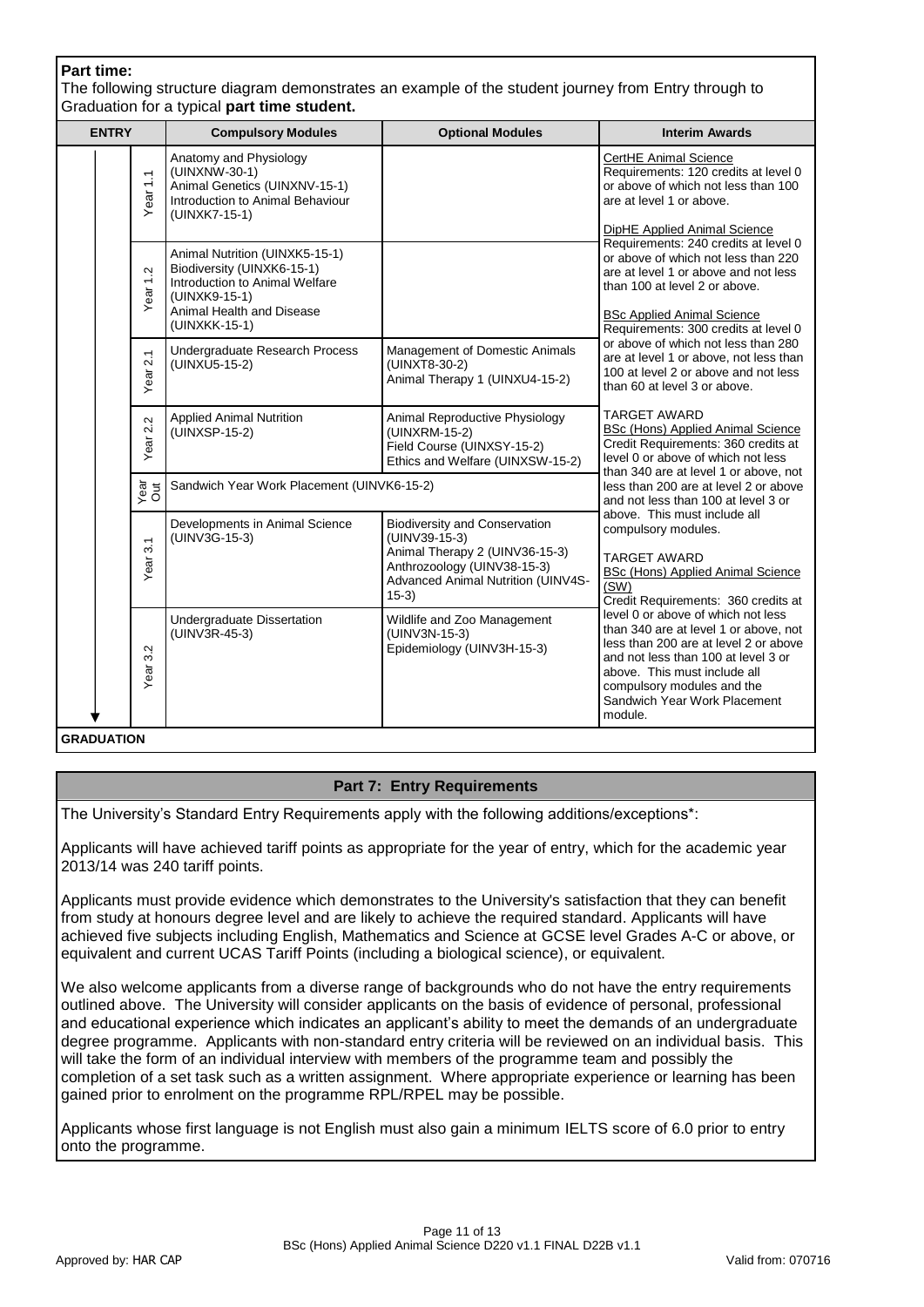**Part time:**

The following structure diagram demonstrates an example of the student journey from Entry through to Graduation for a typical **part time student.**

| ENTRY | | Compulsory Modules | Optional Modules | Interim Awards |
|---|---|---|---|---|
| | Year 1.1 | Anatomy and Physiology (UINXNW-30-1)<br>Animal Genetics (UINXNV-15-1)<br>Introduction to Animal Behaviour (UINXK7-15-1) | | CertHE Animal Science<br>Requirements: 120 credits at level 0 or above of which not less than 100 are at level 1 or above.<br><br>DipHE Applied Animal Science<br>Requirements: 240 credits at level 0 or above of which not less than 220 are at level 1 or above and not less than 100 at level 2 or above.<br><br>BSc Applied Animal Science<br>Requirements: 300 credits at level 0 or above of which not less than 280 are at level 1 or above, not less than 100 at level 2 or above and not less than 60 at level 3 or above.<br><br>TARGET AWARD<br>BSc (Hons) Applied Animal Science<br>Credit Requirements: 360 credits at level 0 or above of which not less than 340 are at level 1 or above, not less than 200 are at level 2 or above and not less than 100 at level 3 or above. This must include all compulsory modules.<br><br>TARGET AWARD<br>BSc (Hons) Applied Animal Science (SW)<br>Credit Requirements: 360 credits at level 0 or above of which not less than 340 are at level 1 or above, not less than 200 are at level 2 or above and not less than 100 at level 3 or above. This must include all compulsory modules and the Sandwich Year Work Placement module. |
| | Year 1.2 | Animal Nutrition (UINXK5-15-1)<br>Biodiversity (UINXK6-15-1)<br>Introduction to Animal Welfare (UINXK9-15-1)<br>Animal Health and Disease (UINXKK-15-1) | | |
| | Year 2.1 | Undergraduate Research Process (UINXU5-15-2) | Management of Domestic Animals (UINXT8-30-2)<br>Animal Therapy 1 (UINXU4-15-2) | |
| | Year 2.2 | Applied Animal Nutrition (UINXSP-15-2) | Animal Reproductive Physiology (UINXRM-15-2)<br>Field Course (UINXSY-15-2)<br>Ethics and Welfare (UINXSW-15-2) | |
| | Year Out | Sandwich Year Work Placement (UINVK6-15-2) | | |
| | Year 3.1 | Developments in Animal Science (UINV3G-15-3) | Biodiversity and Conservation (UINV39-15-3)<br>Animal Therapy 2 (UINV36-15-3)<br>Anthrozoology (UINV38-15-3)<br>Advanced Animal Nutrition (UINV4S-15-3) | |
| | Year 3.2 | Undergraduate Dissertation (UINV3R-45-3) | Wildlife and Zoo Management (UINV3N-15-3)<br>Epidemiology (UINV3H-15-3) | |

**GRADUATION**

## Part 7: Entry Requirements

The University's Standard Entry Requirements apply with the following additions/exceptions*:

Applicants will have achieved tariff points as appropriate for the year of entry, which for the academic year 2013/14 was 240 tariff points.

Applicants must provide evidence which demonstrates to the University's satisfaction that they can benefit from study at honours degree level and are likely to achieve the required standard. Applicants will have achieved five subjects including English, Mathematics and Science at GCSE level Grades A-C or above, or equivalent and current UCAS Tariff Points (including a biological science), or equivalent.

We also welcome applicants from a diverse range of backgrounds who do not have the entry requirements outlined above. The University will consider applicants on the basis of evidence of personal, professional and educational experience which indicates an applicant's ability to meet the demands of an undergraduate degree programme. Applicants with non-standard entry criteria will be reviewed on an individual basis. This will take the form of an individual interview with members of the programme team and possibly the completion of a set task such as a written assignment. Where appropriate experience or learning has been gained prior to enrolment on the programme RPL/RPEL may be possible.

Applicants whose first language is not English must also gain a minimum IELTS score of 6.0 prior to entry onto the programme.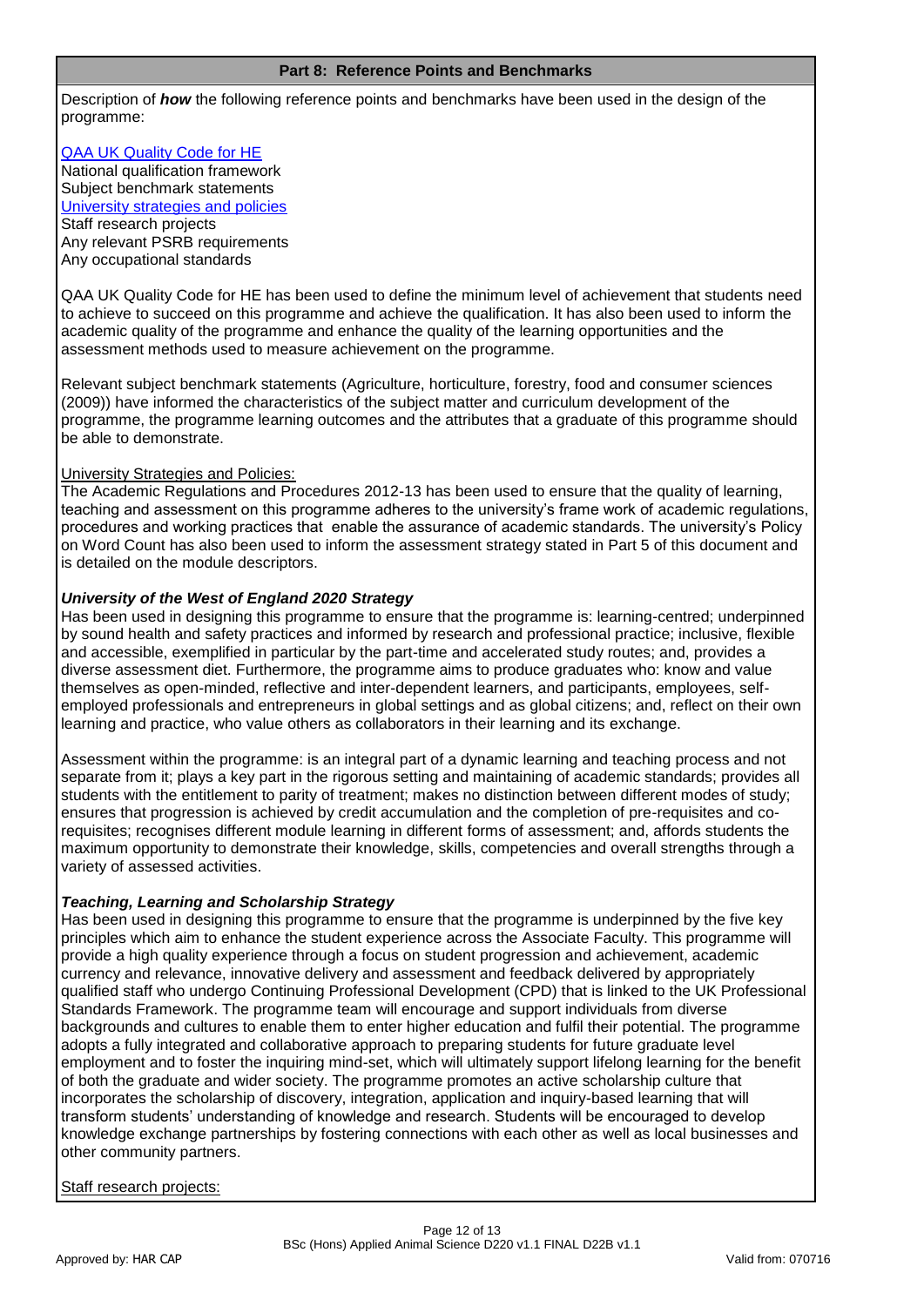## Part 8: Reference Points and Benchmarks

Description of ***how*** the following reference points and benchmarks have been used in the design of the programme:

QAA UK Quality Code for HE
National qualification framework
Subject benchmark statements
University strategies and policies
Staff research projects
Any relevant PSRB requirements
Any occupational standards

QAA UK Quality Code for HE has been used to define the minimum level of achievement that students need to achieve to succeed on this programme and achieve the qualification. It has also been used to inform the academic quality of the programme and enhance the quality of the learning opportunities and the assessment methods used to measure achievement on the programme.

Relevant subject benchmark statements (Agriculture, horticulture, forestry, food and consumer sciences (2009)) have informed the characteristics of the subject matter and curriculum development of the programme, the programme learning outcomes and the attributes that a graduate of this programme should be able to demonstrate.

University Strategies and Policies:
The Academic Regulations and Procedures 2012-13 has been used to ensure that the quality of learning, teaching and assessment on this programme adheres to the university's frame work of academic regulations, procedures and working practices that enable the assurance of academic standards. The university's Policy on Word Count has also been used to inform the assessment strategy stated in Part 5 of this document and is detailed on the module descriptors.

***University of the West of England 2020 Strategy***
Has been used in designing this programme to ensure that the programme is: learning-centred; underpinned by sound health and safety practices and informed by research and professional practice; inclusive, flexible and accessible, exemplified in particular by the part-time and accelerated study routes; and, provides a diverse assessment diet. Furthermore, the programme aims to produce graduates who: know and value themselves as open-minded, reflective and inter-dependent learners, and participants, employees, self-employed professionals and entrepreneurs in global settings and as global citizens; and, reflect on their own learning and practice, who value others as collaborators in their learning and its exchange.

Assessment within the programme: is an integral part of a dynamic learning and teaching process and not separate from it; plays a key part in the rigorous setting and maintaining of academic standards; provides all students with the entitlement to parity of treatment; makes no distinction between different modes of study; ensures that progression is achieved by credit accumulation and the completion of pre-requisites and co-requisites; recognises different module learning in different forms of assessment; and, affords students the maximum opportunity to demonstrate their knowledge, skills, competencies and overall strengths through a variety of assessed activities.

***Teaching, Learning and Scholarship Strategy***
Has been used in designing this programme to ensure that the programme is underpinned by the five key principles which aim to enhance the student experience across the Associate Faculty. This programme will provide a high quality experience through a focus on student progression and achievement, academic currency and relevance, innovative delivery and assessment and feedback delivered by appropriately qualified staff who undergo Continuing Professional Development (CPD) that is linked to the UK Professional Standards Framework. The programme team will encourage and support individuals from diverse backgrounds and cultures to enable them to enter higher education and fulfil their potential. The programme adopts a fully integrated and collaborative approach to preparing students for future graduate level employment and to foster the inquiring mind-set, which will ultimately support lifelong learning for the benefit of both the graduate and wider society. The programme promotes an active scholarship culture that incorporates the scholarship of discovery, integration, application and inquiry-based learning that will transform students' understanding of knowledge and research. Students will be encouraged to develop knowledge exchange partnerships by fostering connections with each other as well as local businesses and other community partners.

Staff research projects: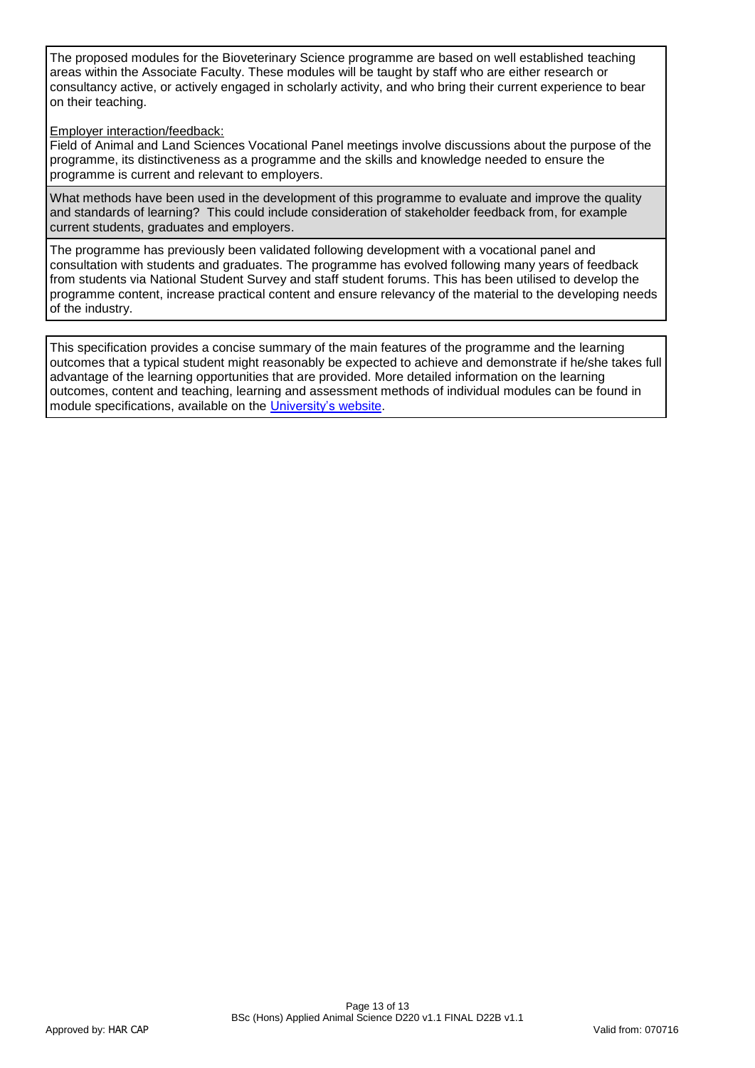The proposed modules for the Bioveterinary Science programme are based on well established teaching areas within the Associate Faculty. These modules will be taught by staff who are either research or consultancy active, or actively engaged in scholarly activity, and who bring their current experience to bear on their teaching.

Employer interaction/feedback:

Field of Animal and Land Sciences Vocational Panel meetings involve discussions about the purpose of the programme, its distinctiveness as a programme and the skills and knowledge needed to ensure the programme is current and relevant to employers.

**What methods have been used in the development of this programme to evaluate and improve the quality and standards of learning? This could include consideration of stakeholder feedback from, for example current students, graduates and employers.**

The programme has previously been validated following development with a vocational panel and consultation with students and graduates. The programme has evolved following many years of feedback from students via National Student Survey and staff student forums. This has been utilised to develop the programme content, increase practical content and ensure relevancy of the material to the developing needs of the industry.

This specification provides a concise summary of the main features of the programme and the learning outcomes that a typical student might reasonably be expected to achieve and demonstrate if he/she takes full advantage of the learning opportunities that are provided. More detailed information on the learning outcomes, content and teaching, learning and assessment methods of individual modules can be found in module specifications, available on the University's website.